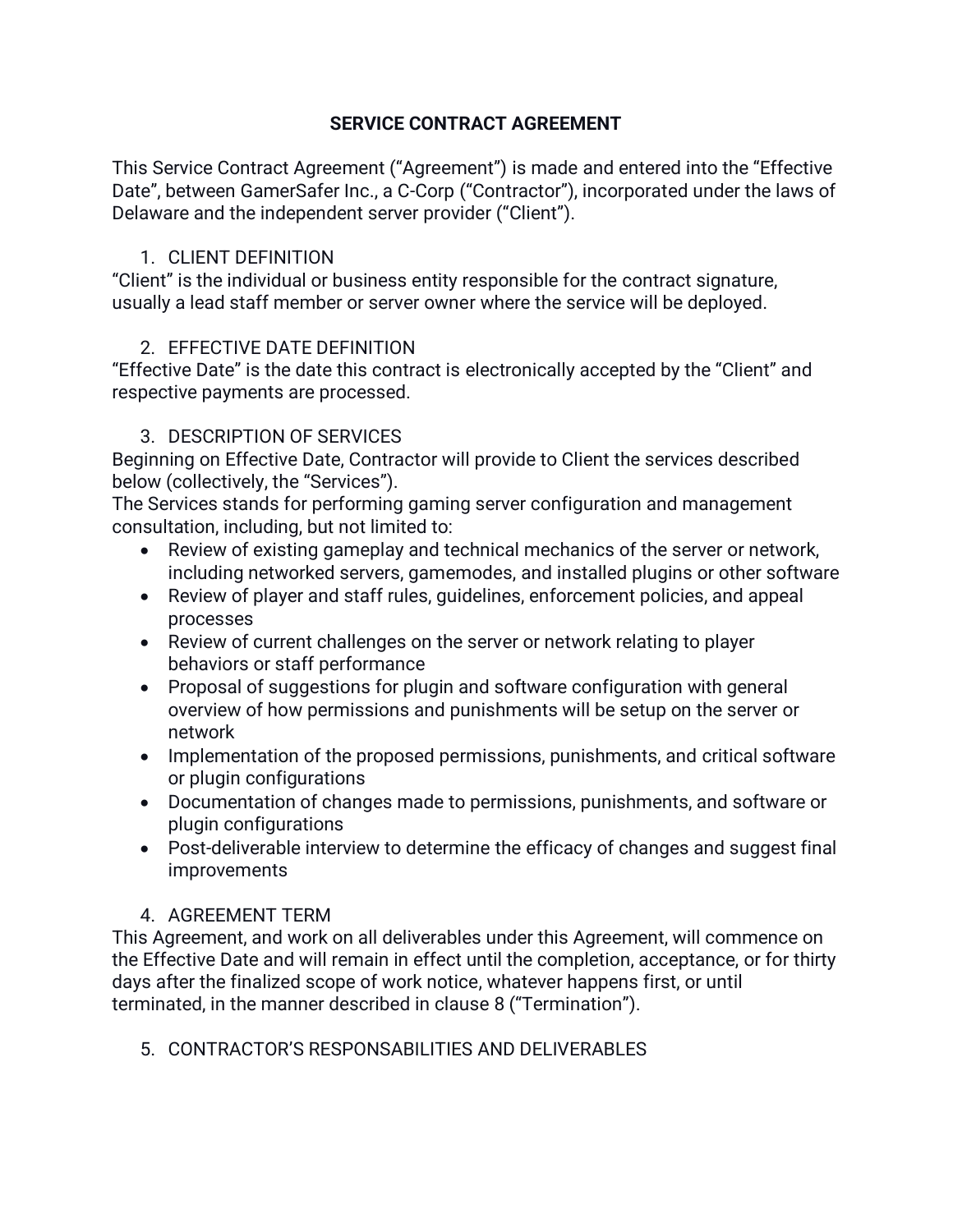# SERVICE CONTRACT AGREEMENT

This Service Contract Agreement ("Agreement") is made and entered into the "Effective Date", between GamerSafer Inc., a C-Corp ("Contractor"), incorporated under the laws of Delaware and the independent server provider ("Client").

1. CLIENT DEFINITION

"Client" is the individual or business entity responsible for the contract signature, usually a lead staff member or server owner where the service will be deployed.

2. EFFECTIVE DATE DEFINITION

"Effective Date" is the date this contract is electronically accepted by the "Client" and respective payments are processed.

3. DESCRIPTION OF SERVICES

Beginning on Effective Date, Contractor will provide to Client the services described below (collectively, the "Services").
The Services stands for performing gaming server configuration and management consultation, including, but not limited to:

- Review of existing gameplay and technical mechanics of the server or network, including networked servers, gamemodes, and installed plugins or other software
- Review of player and staff rules, guidelines, enforcement policies, and appeal processes
- Review of current challenges on the server or network relating to player behaviors or staff performance
- Proposal of suggestions for plugin and software configuration with general overview of how permissions and punishments will be setup on the server or network
- Implementation of the proposed permissions, punishments, and critical software or plugin configurations
- Documentation of changes made to permissions, punishments, and software or plugin configurations
- Post-deliverable interview to determine the efficacy of changes and suggest final improvements

4. AGREEMENT TERM

This Agreement, and work on all deliverables under this Agreement, will commence on the Effective Date and will remain in effect until the completion, acceptance, or for thirty days after the finalized scope of work notice, whatever happens first, or until terminated, in the manner described in clause 8 ("Termination").

5. CONTRACTOR'S RESPONSABILITIES AND DELIVERABLES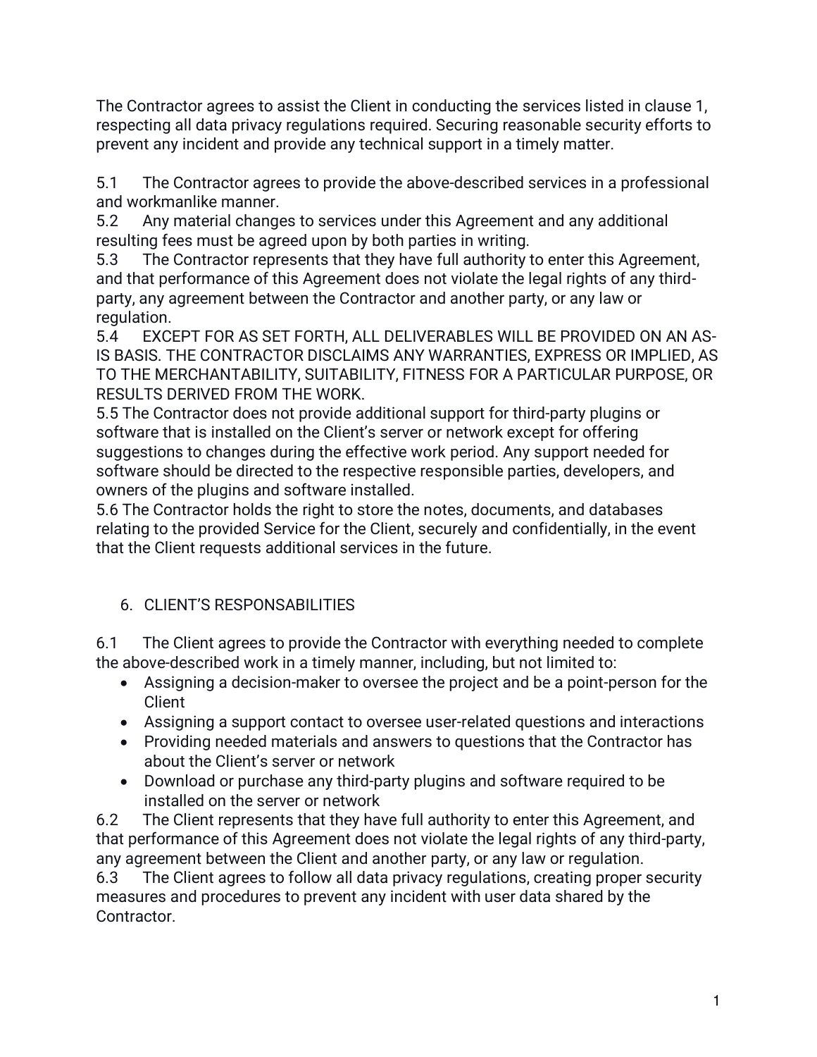The Contractor agrees to assist the Client in conducting the services listed in clause 1, respecting all data privacy regulations required. Securing reasonable security efforts to prevent any incident and provide any technical support in a timely matter.

5.1 The Contractor agrees to provide the above-described services in a professional and workmanlike manner.
5.2 Any material changes to services under this Agreement and any additional resulting fees must be agreed upon by both parties in writing.
5.3 The Contractor represents that they have full authority to enter this Agreement, and that performance of this Agreement does not violate the legal rights of any third-party, any agreement between the Contractor and another party, or any law or regulation.
5.4 EXCEPT FOR AS SET FORTH, ALL DELIVERABLES WILL BE PROVIDED ON AN AS-IS BASIS. THE CONTRACTOR DISCLAIMS ANY WARRANTIES, EXPRESS OR IMPLIED, AS TO THE MERCHANTABILITY, SUITABILITY, FITNESS FOR A PARTICULAR PURPOSE, OR RESULTS DERIVED FROM THE WORK.
5.5 The Contractor does not provide additional support for third-party plugins or software that is installed on the Client's server or network except for offering suggestions to changes during the effective work period. Any support needed for software should be directed to the respective responsible parties, developers, and owners of the plugins and software installed.
5.6 The Contractor holds the right to store the notes, documents, and databases relating to the provided Service for the Client, securely and confidentially, in the event that the Client requests additional services in the future.

## 6. CLIENT'S RESPONSABILITIES

6.1 The Client agrees to provide the Contractor with everything needed to complete the above-described work in a timely manner, including, but not limited to:

- Assigning a decision-maker to oversee the project and be a point-person for the Client
- Assigning a support contact to oversee user-related questions and interactions
- Providing needed materials and answers to questions that the Contractor has about the Client's server or network
- Download or purchase any third-party plugins and software required to be installed on the server or network

6.2 The Client represents that they have full authority to enter this Agreement, and that performance of this Agreement does not violate the legal rights of any third-party, any agreement between the Client and another party, or any law or regulation.
6.3 The Client agrees to follow all data privacy regulations, creating proper security measures and procedures to prevent any incident with user data shared by the Contractor.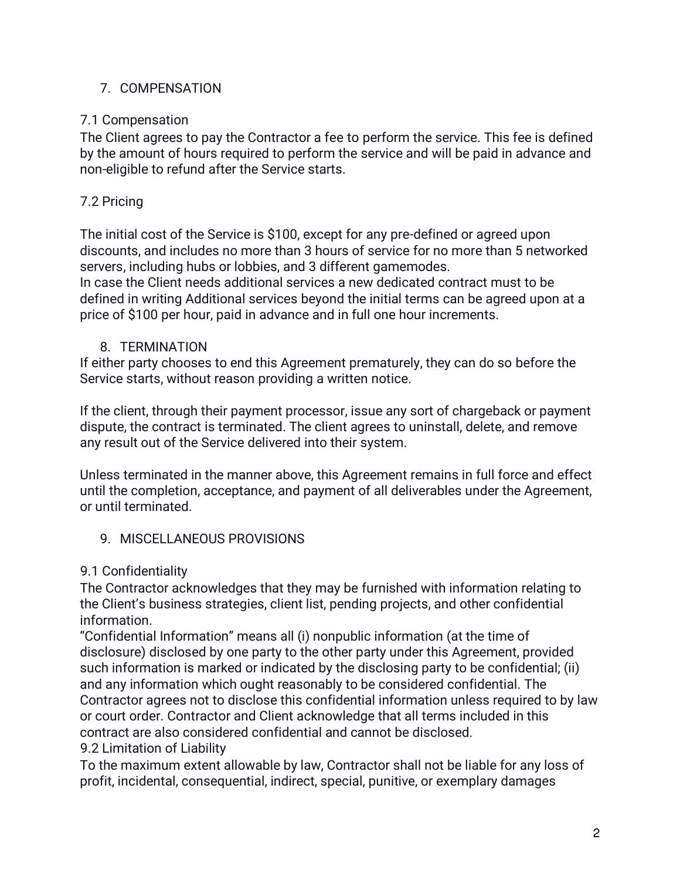## 7. COMPENSATION

### 7.1 Compensation

The Client agrees to pay the Contractor a fee to perform the service. This fee is defined by the amount of hours required to perform the service and will be paid in advance and non-eligible to refund after the Service starts.

### 7.2 Pricing

The initial cost of the Service is $100, except for any pre-defined or agreed upon discounts, and includes no more than 3 hours of service for no more than 5 networked servers, including hubs or lobbies, and 3 different gamemodes.
In case the Client needs additional services a new dedicated contract must to be defined in writing Additional services beyond the initial terms can be agreed upon at a price of $100 per hour, paid in advance and in full one hour increments.

## 8. TERMINATION

If either party chooses to end this Agreement prematurely, they can do so before the Service starts, without reason providing a written notice.

If the client, through their payment processor, issue any sort of chargeback or payment dispute, the contract is terminated. The client agrees to uninstall, delete, and remove any result out of the Service delivered into their system.

Unless terminated in the manner above, this Agreement remains in full force and effect until the completion, acceptance, and payment of all deliverables under the Agreement, or until terminated.

## 9. MISCELLANEOUS PROVISIONS

### 9.1 Confidentiality

The Contractor acknowledges that they may be furnished with information relating to the Client's business strategies, client list, pending projects, and other confidential information.
"Confidential Information" means all (i) nonpublic information (at the time of disclosure) disclosed by one party to the other party under this Agreement, provided such information is marked or indicated by the disclosing party to be confidential; (ii) and any information which ought reasonably to be considered confidential. The Contractor agrees not to disclose this confidential information unless required to by law or court order. Contractor and Client acknowledge that all terms included in this contract are also considered confidential and cannot be disclosed.

### 9.2 Limitation of Liability

To the maximum extent allowable by law, Contractor shall not be liable for any loss of profit, incidental, consequential, indirect, special, punitive, or exemplary damages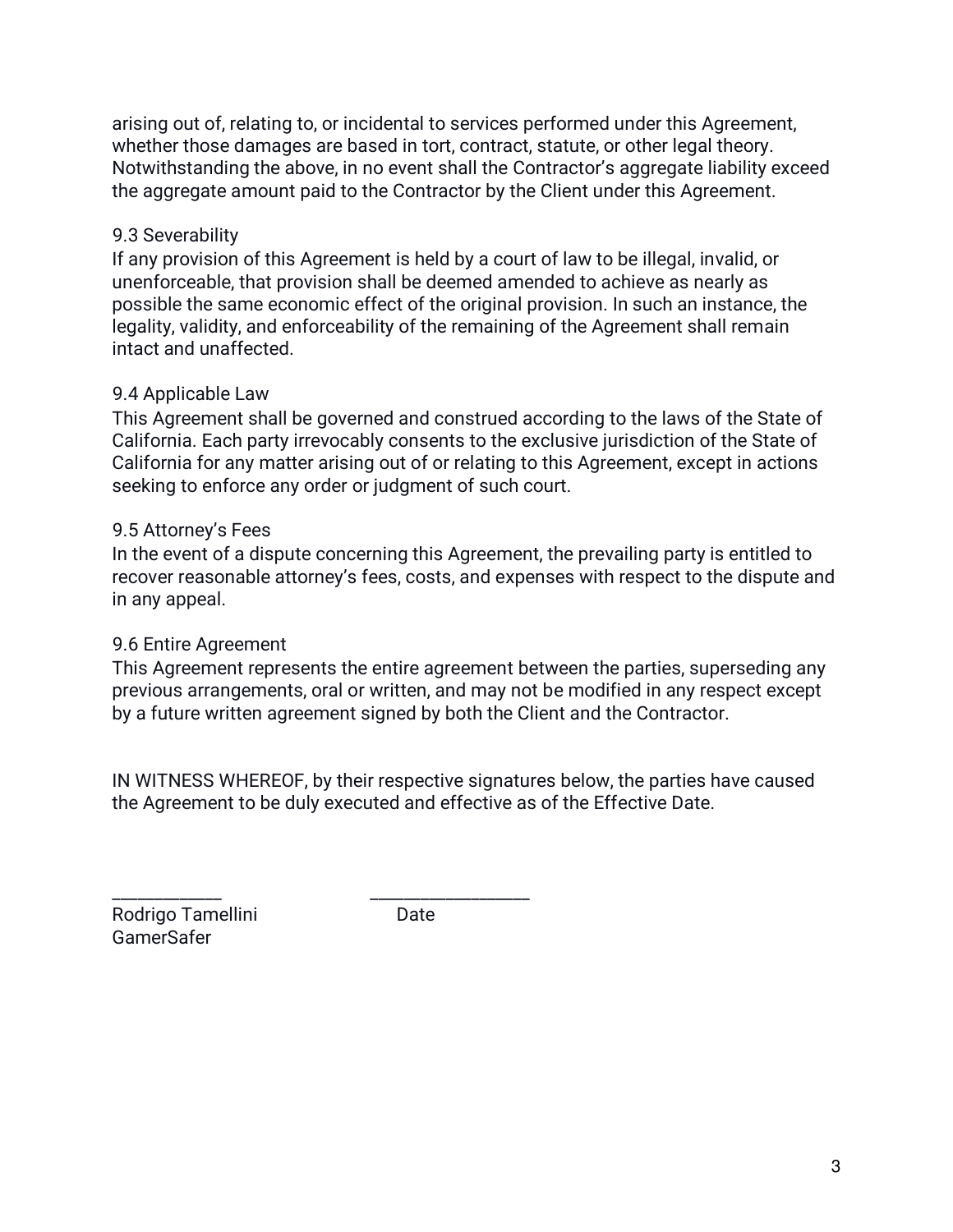arising out of, relating to, or incidental to services performed under this Agreement, whether those damages are based in tort, contract, statute, or other legal theory. Notwithstanding the above, in no event shall the Contractor's aggregate liability exceed the aggregate amount paid to the Contractor by the Client under this Agreement.

9.3 Severability

If any provision of this Agreement is held by a court of law to be illegal, invalid, or unenforceable, that provision shall be deemed amended to achieve as nearly as possible the same economic effect of the original provision. In such an instance, the legality, validity, and enforceability of the remaining of the Agreement shall remain intact and unaffected.

9.4 Applicable Law

This Agreement shall be governed and construed according to the laws of the State of California. Each party irrevocably consents to the exclusive jurisdiction of the State of California for any matter arising out of or relating to this Agreement, except in actions seeking to enforce any order or judgment of such court.

9.5 Attorney's Fees

In the event of a dispute concerning this Agreement, the prevailing party is entitled to recover reasonable attorney's fees, costs, and expenses with respect to the dispute and in any appeal.

9.6 Entire Agreement

This Agreement represents the entire agreement between the parties, superseding any previous arrangements, oral or written, and may not be modified in any respect except by a future written agreement signed by both the Client and the Contractor.

IN WITNESS WHEREOF, by their respective signatures below, the parties have caused the Agreement to be duly executed and effective as of the Effective Date.

\_\_\_\_\_\_\_\_\_\_\_\_ \_\_\_\_\_\_\_\_\_\_\_\_\_\_\_\_\_\_

Rodrigo Tamellini Date

GamerSafer